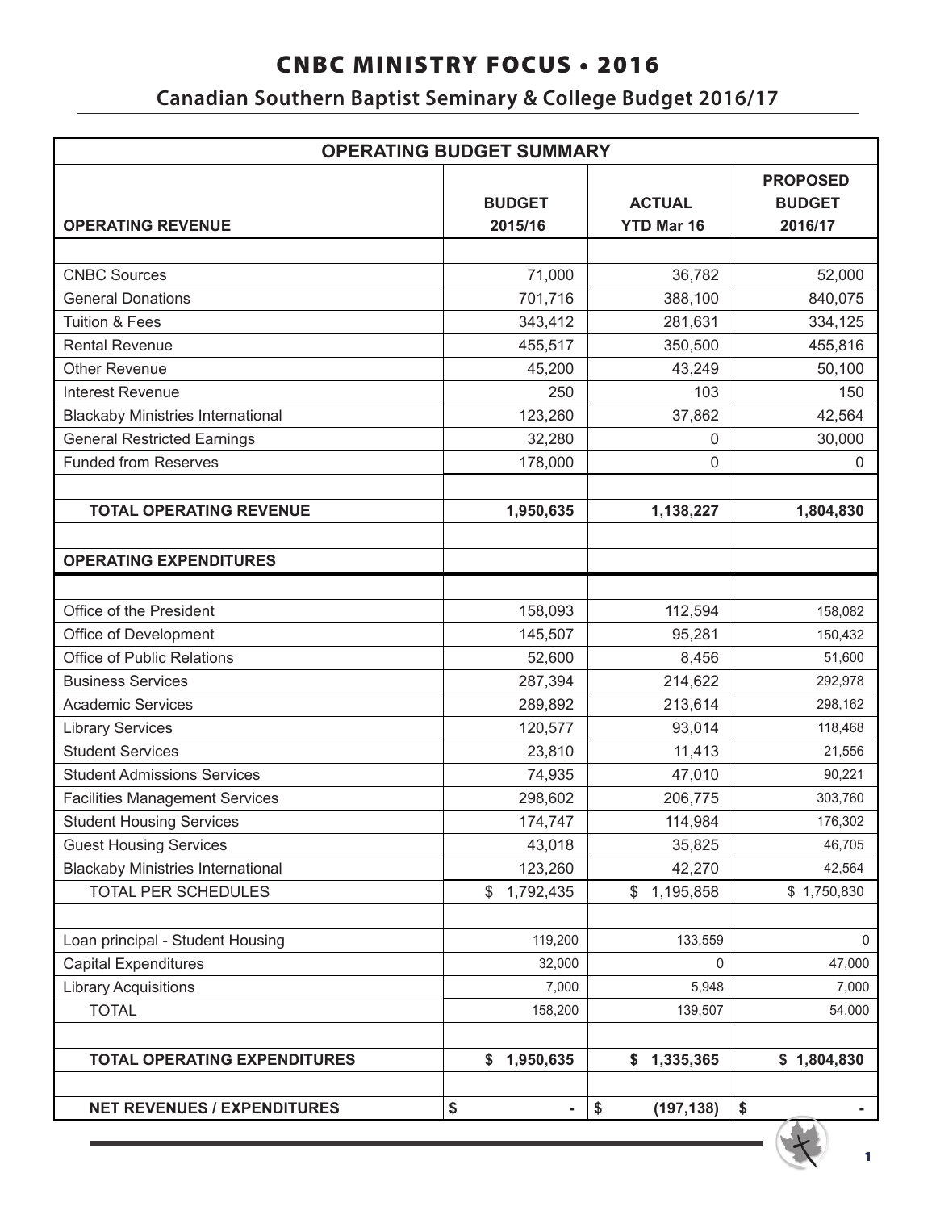# CNBC MINISTRY FOCUS • 2016

## Canadian Southern Baptist Seminary & College Budget 2016/17

| OPERATING BUDGET SUMMARY | | | |
|---|---|---|---|
| **OPERATING REVENUE** | **BUDGET 2015/16** | **ACTUAL YTD Mar 16** | **PROPOSED BUDGET 2016/17** |
| | | | |
| CNBC Sources | 71,000 | 36,782 | 52,000 |
| General Donations | 701,716 | 388,100 | 840,075 |
| Tuition & Fees | 343,412 | 281,631 | 334,125 |
| Rental Revenue | 455,517 | 350,500 | 455,816 |
| Other Revenue | 45,200 | 43,249 | 50,100 |
| Interest Revenue | 250 | 103 | 150 |
| Blackaby Ministries International | 123,260 | 37,862 | 42,564 |
| General Restricted Earnings | 32,280 | 0 | 30,000 |
| Funded from Reserves | 178,000 | 0 | 0 |
| | | | |
| **TOTAL OPERATING REVENUE** | **1,950,635** | **1,138,227** | **1,804,830** |
| | | | |
| **OPERATING EXPENDITURES** | | | |
| | | | |
| Office of the President | 158,093 | 112,594 | 158,082 |
| Office of Development | 145,507 | 95,281 | 150,432 |
| Office of Public Relations | 52,600 | 8,456 | 51,600 |
| Business Services | 287,394 | 214,622 | 292,978 |
| Academic Services | 289,892 | 213,614 | 298,162 |
| Library Services | 120,577 | 93,014 | 118,468 |
| Student Services | 23,810 | 11,413 | 21,556 |
| Student Admissions Services | 74,935 | 47,010 | 90,221 |
| Facilities Management Services | 298,602 | 206,775 | 303,760 |
| Student Housing Services | 174,747 | 114,984 | 176,302 |
| Guest Housing Services | 43,018 | 35,825 | 46,705 |
| Blackaby Ministries International | 123,260 | 42,270 | 42,564 |
| TOTAL PER SCHEDULES | $ 1,792,435 | $ 1,195,858 | $ 1,750,830 |
| | | | |
| Loan principal - Student Housing | 119,200 | 133,559 | 0 |
| Capital Expenditures | 32,000 | 0 | 47,000 |
| Library Acquisitions | 7,000 | 5,948 | 7,000 |
| TOTAL | 158,200 | 139,507 | 54,000 |
| | | | |
| **TOTAL OPERATING EXPENDITURES** | **$ 1,950,635** | **$ 1,335,365** | **$ 1,804,830** |
| | | | |
| **NET REVENUES / EXPENDITURES** | **$ -** | **$ (197,138)** | **$ -** |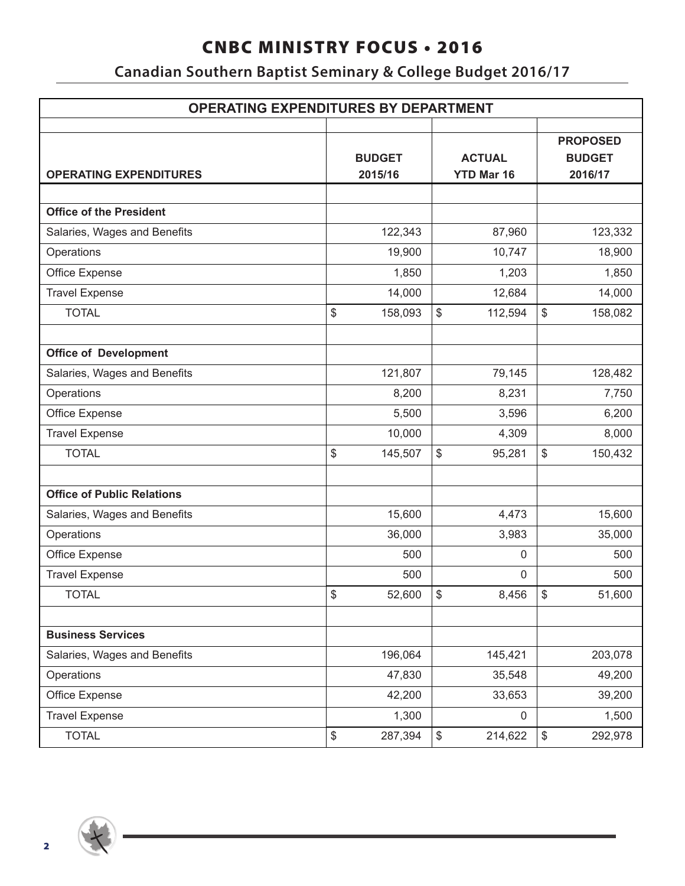# CNBC MINISTRY FOCUS • 2016

## Canadian Southern Baptist Seminary & College Budget 2016/17

| OPERATING EXPENDITURES BY DEPARTMENT | | | |
|---|---|---|---|
| **OPERATING EXPENDITURES** | **BUDGET 2015/16** | **ACTUAL YTD Mar 16** | **PROPOSED BUDGET 2016/17** |
| | | | |
| **Office of the President** | | | |
| Salaries, Wages and Benefits | 122,343 | 87,960 | 123,332 |
| Operations | 19,900 | 10,747 | 18,900 |
| Office Expense | 1,850 | 1,203 | 1,850 |
| Travel Expense | 14,000 | 12,684 | 14,000 |
| TOTAL | $ 158,093 | $ 112,594 | $ 158,082 |
| | | | |
| **Office of Development** | | | |
| Salaries, Wages and Benefits | 121,807 | 79,145 | 128,482 |
| Operations | 8,200 | 8,231 | 7,750 |
| Office Expense | 5,500 | 3,596 | 6,200 |
| Travel Expense | 10,000 | 4,309 | 8,000 |
| TOTAL | $ 145,507 | $ 95,281 | $ 150,432 |
| | | | |
| **Office of Public Relations** | | | |
| Salaries, Wages and Benefits | 15,600 | 4,473 | 15,600 |
| Operations | 36,000 | 3,983 | 35,000 |
| Office Expense | 500 | 0 | 500 |
| Travel Expense | 500 | 0 | 500 |
| TOTAL | $ 52,600 | $ 8,456 | $ 51,600 |
| | | | |
| **Business Services** | | | |
| Salaries, Wages and Benefits | 196,064 | 145,421 | 203,078 |
| Operations | 47,830 | 35,548 | 49,200 |
| Office Expense | 42,200 | 33,653 | 39,200 |
| Travel Expense | 1,300 | 0 | 1,500 |
| TOTAL | $ 287,394 | $ 214,622 | $ 292,978 |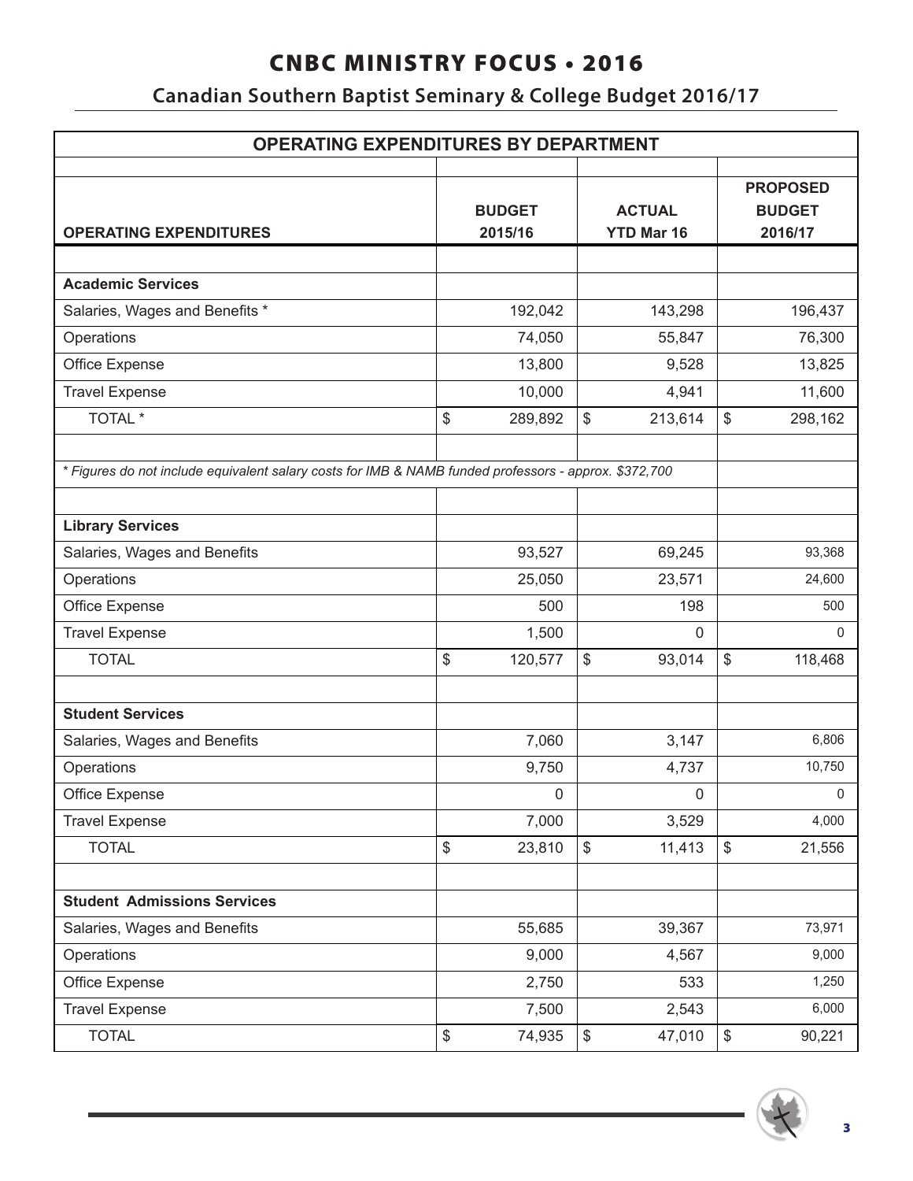# CNBC MINISTRY FOCUS • 2016

## Canadian Southern Baptist Seminary & College Budget 2016/17

| OPERATING EXPENDITURES BY DEPARTMENT | | | |
|---|---|---|---|
| **OPERATING EXPENDITURES** | **BUDGET 2015/16** | **ACTUAL YTD Mar 16** | **PROPOSED BUDGET 2016/17** |
| **Academic Services** | | | |
| Salaries, Wages and Benefits * | 192,042 | 143,298 | 196,437 |
| Operations | 74,050 | 55,847 | 76,300 |
| Office Expense | 13,800 | 9,528 | 13,825 |
| Travel Expense | 10,000 | 4,941 | 11,600 |
| TOTAL * | $ 289,892 | $ 213,614 | $ 298,162 |
| *\* Figures do not include equivalent salary costs for IMB & NAMB funded professors - approx. $372,700* | | | |
| **Library Services** | | | |
| Salaries, Wages and Benefits | 93,527 | 69,245 | 93,368 |
| Operations | 25,050 | 23,571 | 24,600 |
| Office Expense | 500 | 198 | 500 |
| Travel Expense | 1,500 | 0 | 0 |
| TOTAL | $ 120,577 | $ 93,014 | $ 118,468 |
| **Student Services** | | | |
| Salaries, Wages and Benefits | 7,060 | 3,147 | 6,806 |
| Operations | 9,750 | 4,737 | 10,750 |
| Office Expense | 0 | 0 | 0 |
| Travel Expense | 7,000 | 3,529 | 4,000 |
| TOTAL | $ 23,810 | $ 11,413 | $ 21,556 |
| **Student Admissions Services** | | | |
| Salaries, Wages and Benefits | 55,685 | 39,367 | 73,971 |
| Operations | 9,000 | 4,567 | 9,000 |
| Office Expense | 2,750 | 533 | 1,250 |
| Travel Expense | 7,500 | 2,543 | 6,000 |
| TOTAL | $ 74,935 | $ 47,010 | $ 90,221 |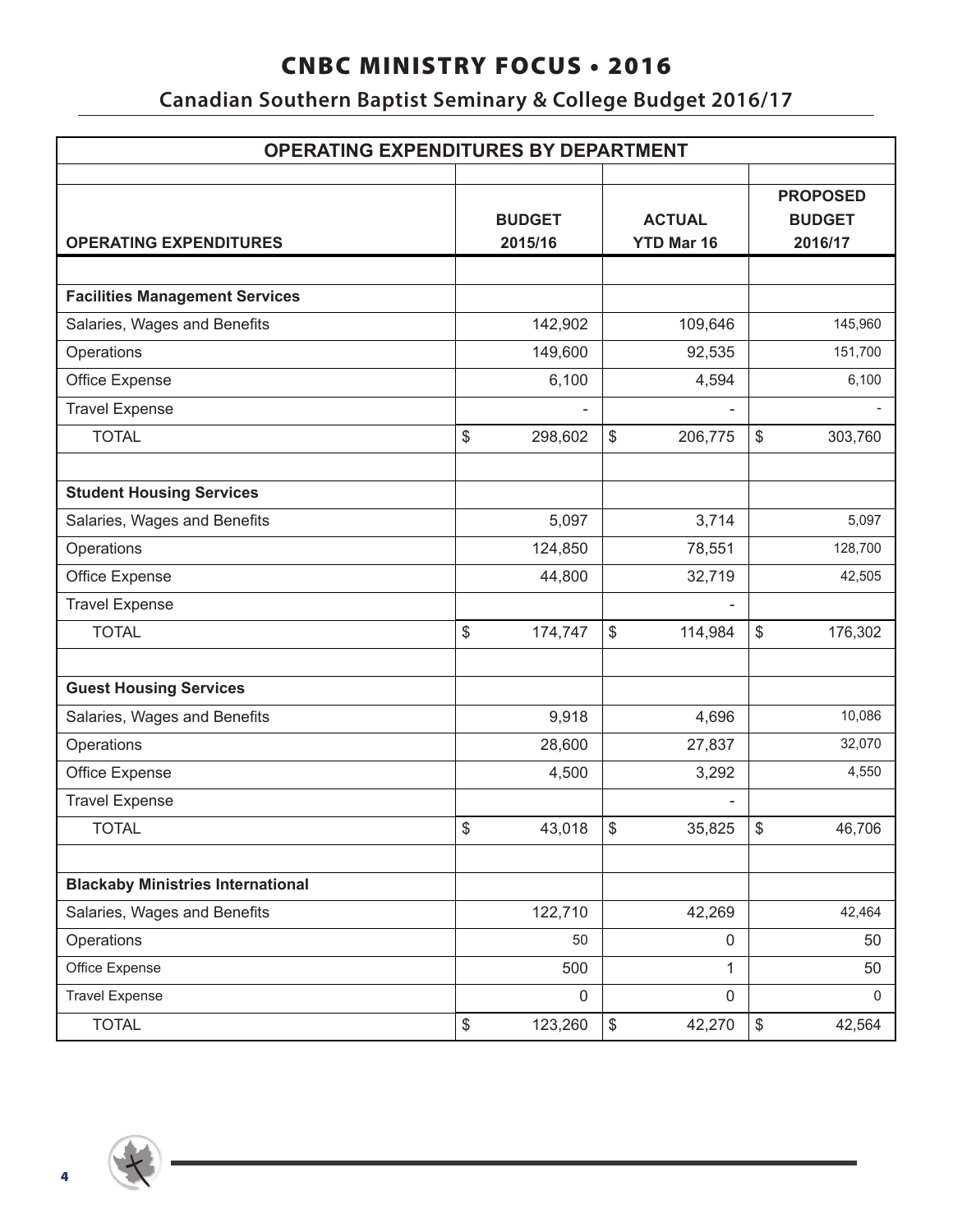# CNBC MINISTRY FOCUS • 2016

## Canadian Southern Baptist Seminary & College Budget 2016/17

| OPERATING EXPENDITURES BY DEPARTMENT | | | |
|---|---|---|---|
| **OPERATING EXPENDITURES** | **BUDGET 2015/16** | **ACTUAL YTD Mar 16** | **PROPOSED BUDGET 2016/17** |
| | | | |
| **Facilities Management Services** | | | |
| Salaries, Wages and Benefits | 142,902 | 109,646 | 145,960 |
| Operations | 149,600 | 92,535 | 151,700 |
| Office Expense | 6,100 | 4,594 | 6,100 |
| Travel Expense | - | - | - |
| TOTAL | $ 298,602 | $ 206,775 | $ 303,760 |
| | | | |
| **Student Housing Services** | | | |
| Salaries, Wages and Benefits | 5,097 | 3,714 | 5,097 |
| Operations | 124,850 | 78,551 | 128,700 |
| Office Expense | 44,800 | 32,719 | 42,505 |
| Travel Expense | | - | |
| TOTAL | $ 174,747 | $ 114,984 | $ 176,302 |
| | | | |
| **Guest Housing Services** | | | |
| Salaries, Wages and Benefits | 9,918 | 4,696 | 10,086 |
| Operations | 28,600 | 27,837 | 32,070 |
| Office Expense | 4,500 | 3,292 | 4,550 |
| Travel Expense | | - | |
| TOTAL | $ 43,018 | $ 35,825 | $ 46,706 |
| | | | |
| **Blackaby Ministries International** | | | |
| Salaries, Wages and Benefits | 122,710 | 42,269 | 42,464 |
| Operations | 50 | 0 | 50 |
| Office Expense | 500 | 1 | 50 |
| Travel Expense | 0 | 0 | 0 |
| TOTAL | $ 123,260 | $ 42,270 | $ 42,564 |